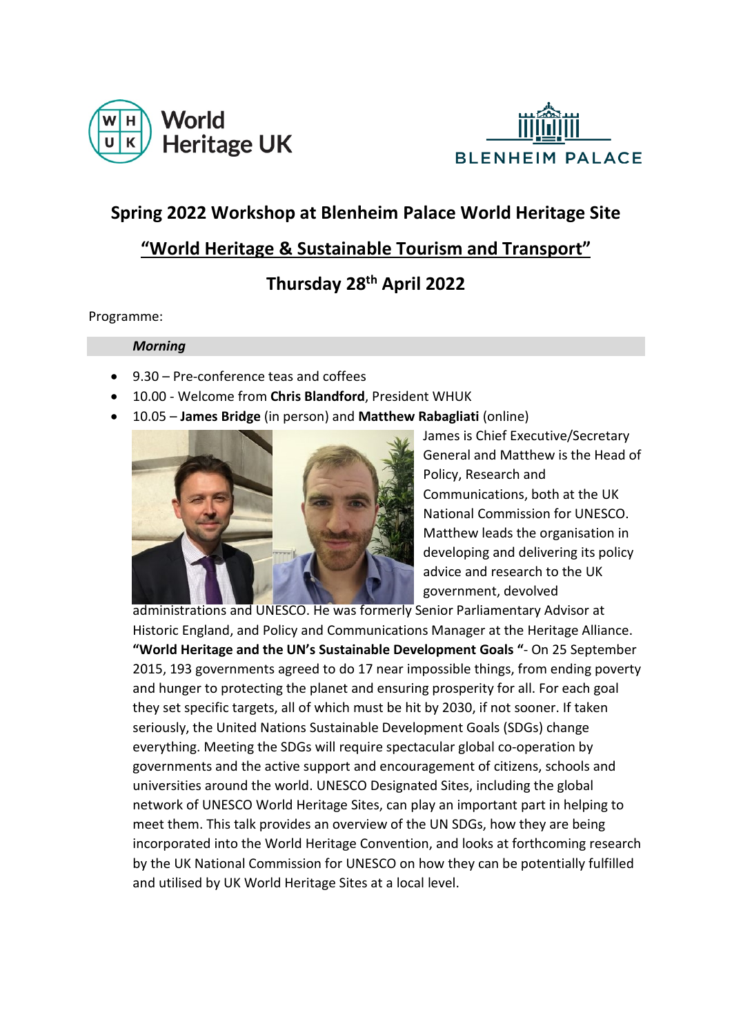World Heritage UK

BLENHEIM PALACE

## Spring 2022 Workshop at Blenheim Palace World Heritage Site

## "World Heritage & Sustainable Tourism and Transport"

## Thursday 28th April 2022

Programme:

***Morning***

- 9.30 – Pre-conference teas and coffees
- 10.00 - Welcome from **Chris Blandford**, President WHUK
- 10.05 – **James Bridge** (in person) and **Matthew Rabagliati** (online)

  James is Chief Executive/Secretary General and Matthew is the Head of Policy, Research and Communications, both at the UK National Commission for UNESCO. Matthew leads the organisation in developing and delivering its policy advice and research to the UK government, devolved administrations and UNESCO. He was formerly Senior Parliamentary Advisor at Historic England, and Policy and Communications Manager at the Heritage Alliance. **"World Heritage and the UN's Sustainable Development Goals "**- On 25 September 2015, 193 governments agreed to do 17 near impossible things, from ending poverty and hunger to protecting the planet and ensuring prosperity for all. For each goal they set specific targets, all of which must be hit by 2030, if not sooner. If taken seriously, the United Nations Sustainable Development Goals (SDGs) change everything. Meeting the SDGs will require spectacular global co-operation by governments and the active support and encouragement of citizens, schools and universities around the world. UNESCO Designated Sites, including the global network of UNESCO World Heritage Sites, can play an important part in helping to meet them. This talk provides an overview of the UN SDGs, how they are being incorporated into the World Heritage Convention, and looks at forthcoming research by the UK National Commission for UNESCO on how they can be potentially fulfilled and utilised by UK World Heritage Sites at a local level.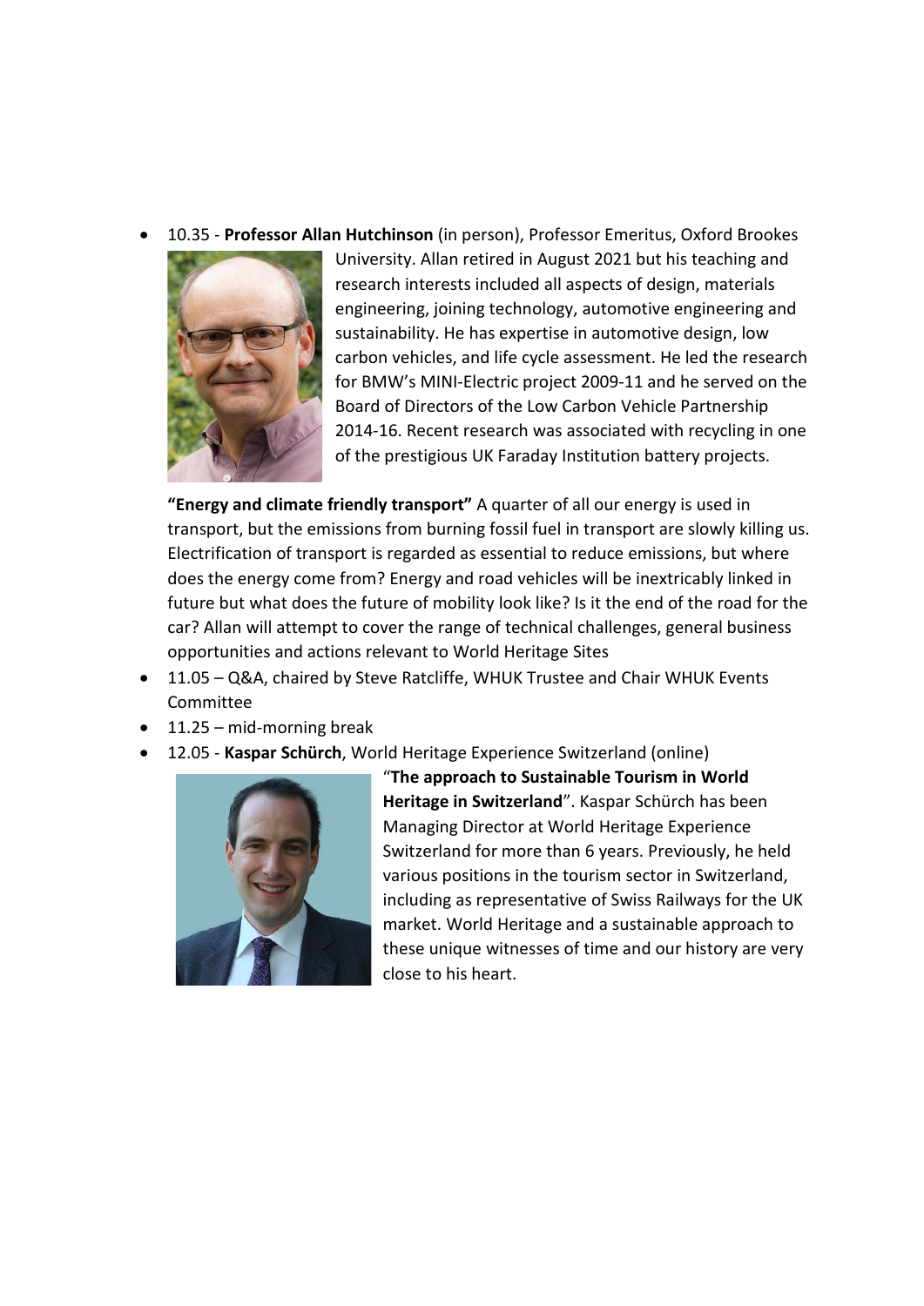- 10.35 - **Professor Allan Hutchinson** (in person), Professor Emeritus, Oxford Brookes University. Allan retired in August 2021 but his teaching and research interests included all aspects of design, materials engineering, joining technology, automotive engineering and sustainability. He has expertise in automotive design, low carbon vehicles, and life cycle assessment. He led the research for BMW's MINI-Electric project 2009-11 and he served on the Board of Directors of the Low Carbon Vehicle Partnership 2014-16. Recent research was associated with recycling in one of the prestigious UK Faraday Institution battery projects.

  **"Energy and climate friendly transport"** A quarter of all our energy is used in transport, but the emissions from burning fossil fuel in transport are slowly killing us. Electrification of transport is regarded as essential to reduce emissions, but where does the energy come from? Energy and road vehicles will be inextricably linked in future but what does the future of mobility look like? Is it the end of the road for the car? Allan will attempt to cover the range of technical challenges, general business opportunities and actions relevant to World Heritage Sites
- 11.05 – Q&A, chaired by Steve Ratcliffe, WHUK Trustee and Chair WHUK Events Committee
- 11.25 – mid-morning break
- 12.05 - **Kaspar Schürch**, World Heritage Experience Switzerland (online)

  "**The approach to Sustainable Tourism in World Heritage in Switzerland**". Kaspar Schürch has been Managing Director at World Heritage Experience Switzerland for more than 6 years. Previously, he held various positions in the tourism sector in Switzerland, including as representative of Swiss Railways for the UK market. World Heritage and a sustainable approach to these unique witnesses of time and our history are very close to his heart.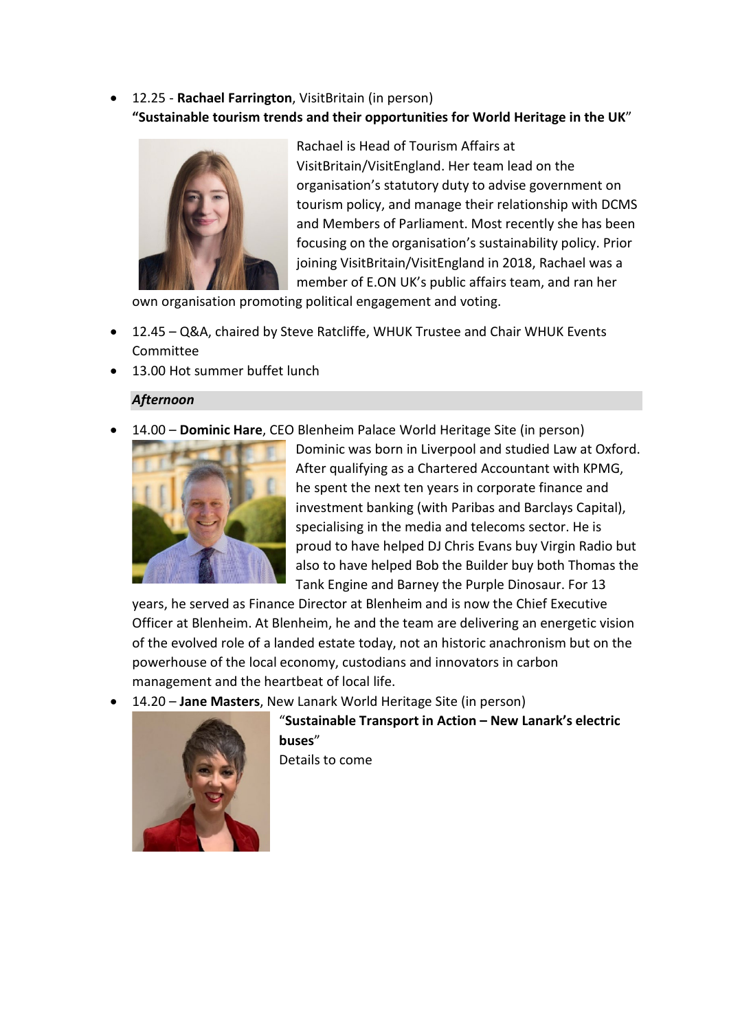- 12.25 - **Rachael Farrington**, VisitBritain (in person)
  **"Sustainable tourism trends and their opportunities for World Heritage in the UK"**

  Rachael is Head of Tourism Affairs at VisitBritain/VisitEngland. Her team lead on the organisation's statutory duty to advise government on tourism policy, and manage their relationship with DCMS and Members of Parliament. Most recently she has been focusing on the organisation's sustainability policy. Prior joining VisitBritain/VisitEngland in 2018, Rachael was a member of E.ON UK's public affairs team, and ran her own organisation promoting political engagement and voting.

- 12.45 – Q&A, chaired by Steve Ratcliffe, WHUK Trustee and Chair WHUK Events Committee
- 13.00 Hot summer buffet lunch

***Afternoon***

- 14.00 – **Dominic Hare**, CEO Blenheim Palace World Heritage Site (in person)

  Dominic was born in Liverpool and studied Law at Oxford. After qualifying as a Chartered Accountant with KPMG, he spent the next ten years in corporate finance and investment banking (with Paribas and Barclays Capital), specialising in the media and telecoms sector. He is proud to have helped DJ Chris Evans buy Virgin Radio but also to have helped Bob the Builder buy both Thomas the Tank Engine and Barney the Purple Dinosaur. For 13 years, he served as Finance Director at Blenheim and is now the Chief Executive Officer at Blenheim. At Blenheim, he and the team are delivering an energetic vision of the evolved role of a landed estate today, not an historic anachronism but on the powerhouse of the local economy, custodians and innovators in carbon management and the heartbeat of local life.

- 14.20 – **Jane Masters**, New Lanark World Heritage Site (in person)

  "**Sustainable Transport in Action – New Lanark's electric buses**"

  Details to come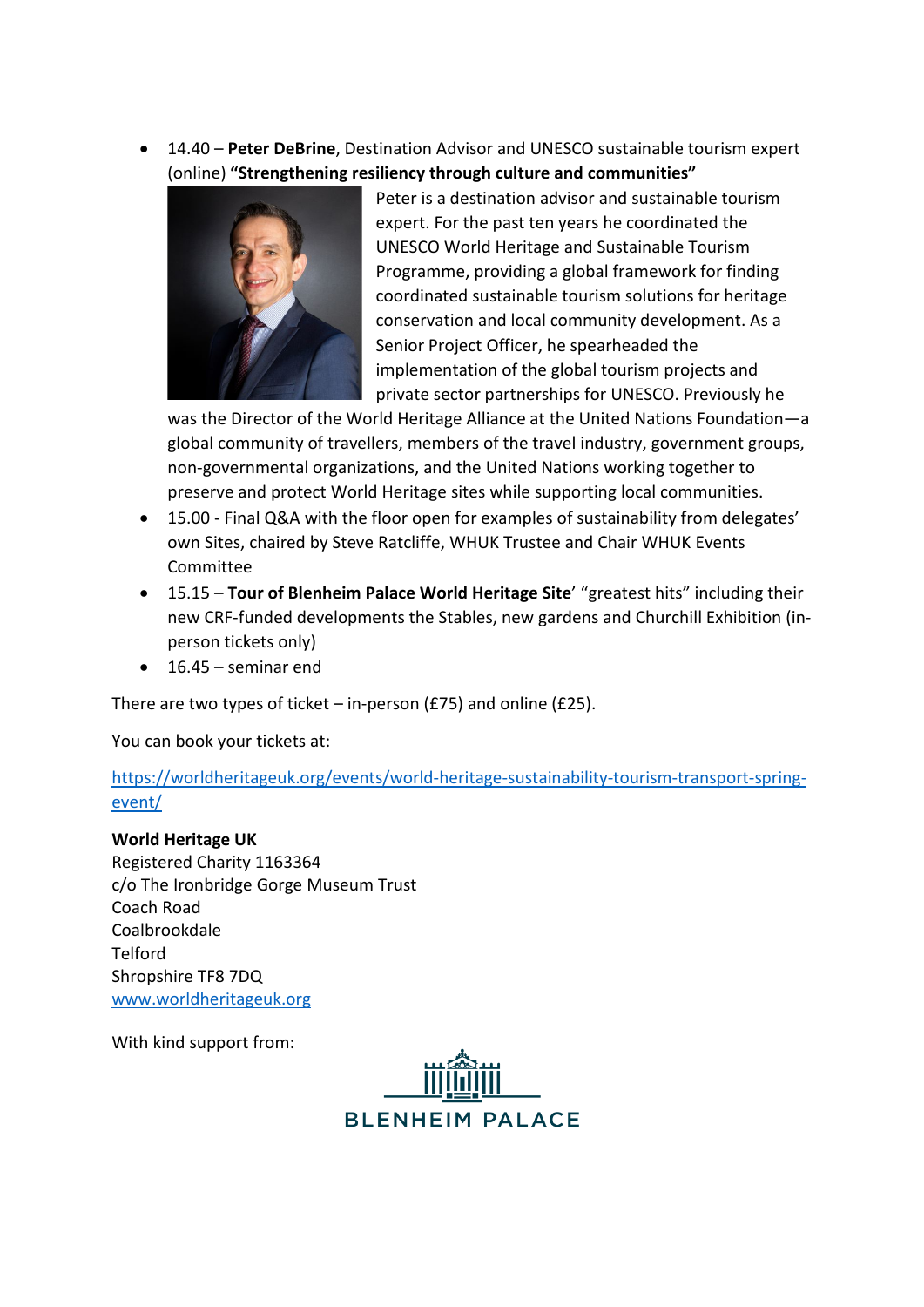- 14.40 – **Peter DeBrine**, Destination Advisor and UNESCO sustainable tourism expert (online) **"Strengthening resiliency through culture and communities"**
  Peter is a destination advisor and sustainable tourism expert. For the past ten years he coordinated the UNESCO World Heritage and Sustainable Tourism Programme, providing a global framework for finding coordinated sustainable tourism solutions for heritage conservation and local community development. As a Senior Project Officer, he spearheaded the implementation of the global tourism projects and private sector partnerships for UNESCO. Previously he was the Director of the World Heritage Alliance at the United Nations Foundation—a global community of travellers, members of the travel industry, government groups, non-governmental organizations, and the United Nations working together to preserve and protect World Heritage sites while supporting local communities.
- 15.00 - Final Q&A with the floor open for examples of sustainability from delegates' own Sites, chaired by Steve Ratcliffe, WHUK Trustee and Chair WHUK Events Committee
- 15.15 – **Tour of Blenheim Palace World Heritage Site**' "greatest hits" including their new CRF-funded developments the Stables, new gardens and Churchill Exhibition (in-person tickets only)
- 16.45 – seminar end

There are two types of ticket – in-person (£75) and online (£25).

You can book your tickets at:

https://worldheritageuk.org/events/world-heritage-sustainability-tourism-transport-spring-event/

**World Heritage UK**
Registered Charity 1163364
c/o The Ironbridge Gorge Museum Trust
Coach Road
Coalbrookdale
Telford
Shropshire TF8 7DQ
www.worldheritageuk.org

With kind support from:

BLENHEIM PALACE